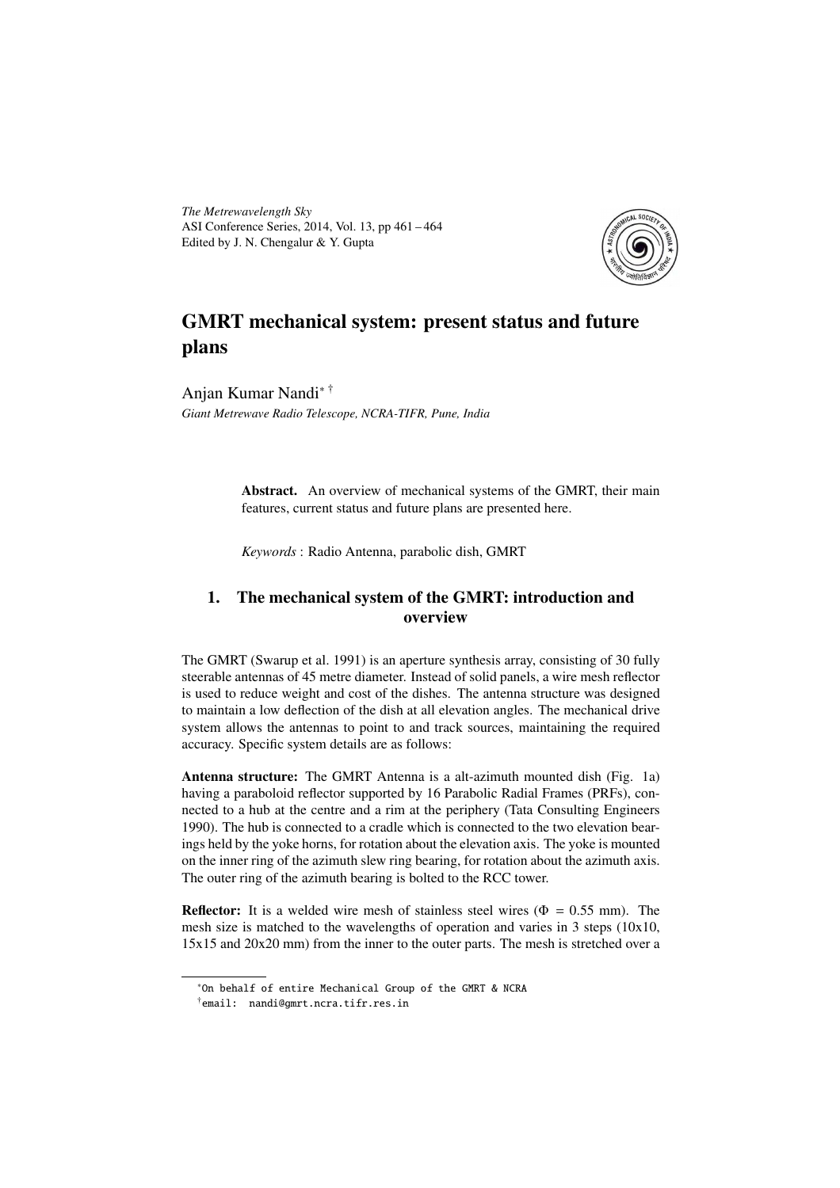# GMRT mechanical system: present status and future plans

Anjan Kumar Nandi[*] [†]

*Giant Metrewave Radio Telescope, NCRA-TIFR, Pune, India*

**Abstract.** An overview of mechanical systems of the GMRT, their main features, current status and future plans are presented here.

*Keywords* : Radio Antenna, parabolic dish, GMRT

## 1. The mechanical system of the GMRT: introduction and overview

The GMRT (Swarup et al. 1991) is an aperture synthesis array, consisting of 30 fully steerable antennas of 45 metre diameter. Instead of solid panels, a wire mesh reflector is used to reduce weight and cost of the dishes. The antenna structure was designed to maintain a low deflection of the dish at all elevation angles. The mechanical drive system allows the antennas to point to and track sources, maintaining the required accuracy. Specific system details are as follows:

**Antenna structure:** The GMRT Antenna is a alt-azimuth mounted dish (Fig. 1a) having a paraboloid reflector supported by 16 Parabolic Radial Frames (PRFs), connected to a hub at the centre and a rim at the periphery (Tata Consulting Engineers 1990). The hub is connected to a cradle which is connected to the two elevation bearings held by the yoke horns, for rotation about the elevation axis. The yoke is mounted on the inner ring of the azimuth slew ring bearing, for rotation about the azimuth axis. The outer ring of the azimuth bearing is bolted to the RCC tower.

**Reflector:** It is a welded wire mesh of stainless steel wires ($\Phi$ = 0.55 mm). The mesh size is matched to the wavelengths of operation and varies in 3 steps (10x10, 15x15 and 20x20 mm) from the inner to the outer parts. The mesh is stretched over a

[*] On behalf of entire Mechanical Group of the GMRT & NCRA

[†] email: nandi@gmrt.ncra.tifr.res.in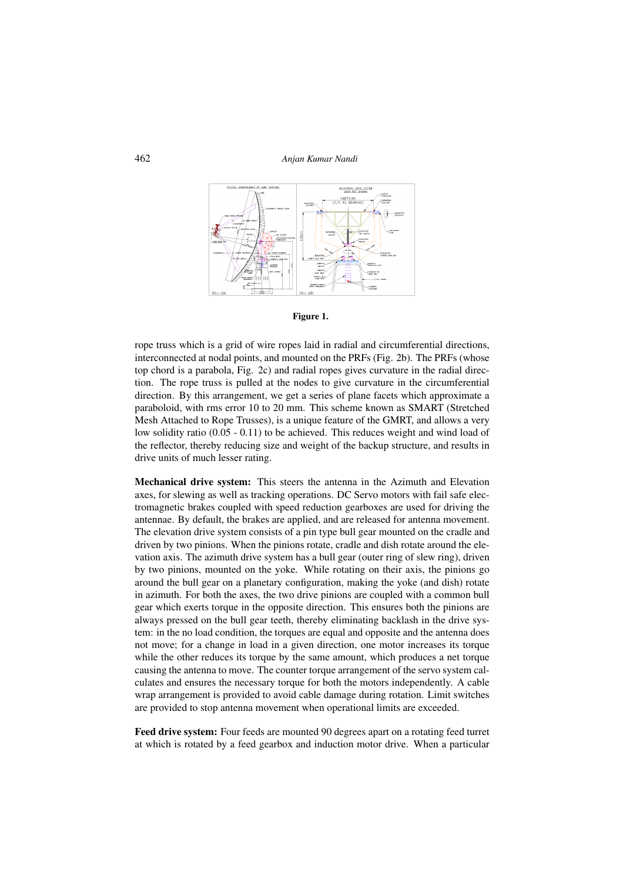**Figure 1.**

rope truss which is a grid of wire ropes laid in radial and circumferential directions, interconnected at nodal points, and mounted on the PRFs (Fig. 2b). The PRFs (whose top chord is a parabola, Fig. 2c) and radial ropes gives curvature in the radial direction. The rope truss is pulled at the nodes to give curvature in the circumferential direction. By this arrangement, we get a series of plane facets which approximate a paraboloid, with rms error 10 to 20 mm. This scheme known as SMART (Stretched Mesh Attached to Rope Trusses), is a unique feature of the GMRT, and allows a very low solidity ratio (0.05 - 0.11) to be achieved. This reduces weight and wind load of the reflector, thereby reducing size and weight of the backup structure, and results in drive units of much lesser rating.

**Mechanical drive system:** This steers the antenna in the Azimuth and Elevation axes, for slewing as well as tracking operations. DC Servo motors with fail safe electromagnetic brakes coupled with speed reduction gearboxes are used for driving the antennae. By default, the brakes are applied, and are released for antenna movement. The elevation drive system consists of a pin type bull gear mounted on the cradle and driven by two pinions. When the pinions rotate, cradle and dish rotate around the elevation axis. The azimuth drive system has a bull gear (outer ring of slew ring), driven by two pinions, mounted on the yoke. While rotating on their axis, the pinions go around the bull gear on a planetary configuration, making the yoke (and dish) rotate in azimuth. For both the axes, the two drive pinions are coupled with a common bull gear which exerts torque in the opposite direction. This ensures both the pinions are always pressed on the bull gear teeth, thereby eliminating backlash in the drive system: in the no load condition, the torques are equal and opposite and the antenna does not move; for a change in load in a given direction, one motor increases its torque while the other reduces its torque by the same amount, which produces a net torque causing the antenna to move. The counter torque arrangement of the servo system calculates and ensures the necessary torque for both the motors independently. A cable wrap arrangement is provided to avoid cable damage during rotation. Limit switches are provided to stop antenna movement when operational limits are exceeded.

**Feed drive system:** Four feeds are mounted 90 degrees apart on a rotating feed turret at which is rotated by a feed gearbox and induction motor drive. When a particular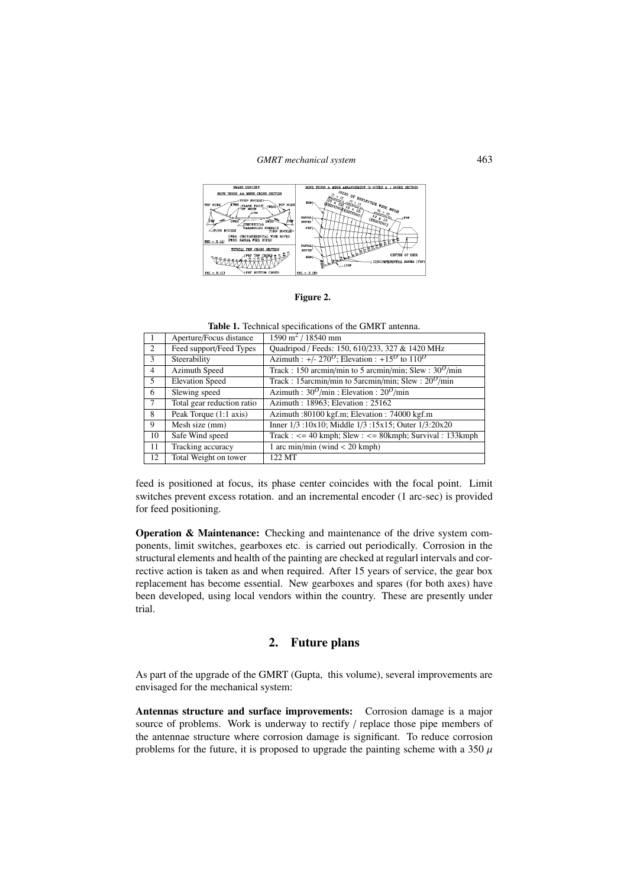**Figure 2.**

**Table 1.** Technical specifications of the GMRT antenna.

| | | |
|---|---|---|
| 1 | Aperture/Focus distance | 1590 m$^2$ / 18540 mm |
| 2 | Feed support/Feed Types | Quadripod / Feeds: 150, 610/233, 327 & 1420 MHz |
| 3 | Steerability | Azimuth : +/- 270$^O$; Elevation : +15$^O$ to 110$^O$ |
| 4 | Azimuth Speed | Track : 150 arcmin/min to 5 arcmin/min; Slew : 30$^O$/min |
| 5 | Elevation Speed | Track : 15arcmin/min to 5arcmin/min; Slew : 20$^O$/min |
| 6 | Slewing speed | Azimuth : 30$^O$/min ; Elevation : 20$^O$/min |
| 7 | Total gear reduction ratio | Azimuth : 18963; Elevation : 25162 |
| 8 | Peak Torque (1:1 axis) | Azimuth :80100 kgf.m; Elevation : 74000 kgf.m |
| 9 | Mesh size (mm) | Inner 1/3 :10x10; Middle 1/3 :15x15; Outer 1/3:20x20 |
| 10 | Safe Wind speed | Track : <= 40 kmph; Slew : <= 80kmph; Survival : 133kmph |
| 11 | Tracking accuracy | 1 arc min/min (wind < 20 kmph) |
| 12 | Total Weight on tower | 122 MT |

feed is positioned at focus, its phase center coincides with the focal point. Limit switches prevent excess rotation. and an incremental encoder (1 arc-sec) is provided for feed positioning.

**Operation & Maintenance:** Checking and maintenance of the drive system components, limit switches, gearboxes etc. is carried out periodically. Corrosion in the structural elements and health of the painting are checked at regularl intervals and corrective action is taken as and when required. After 15 years of service, the gear box replacement has become essential. New gearboxes and spares (for both axes) have been developed, using local vendors within the country. These are presently under trial.

## 2. Future plans

As part of the upgrade of the GMRT (Gupta, this volume), several improvements are envisaged for the mechanical system:

**Antennas structure and surface improvements:** Corrosion damage is a major source of problems. Work is underway to rectify / replace those pipe members of the antennae structure where corrosion damage is significant. To reduce corrosion problems for the future, it is proposed to upgrade the painting scheme with a 350 $\mu$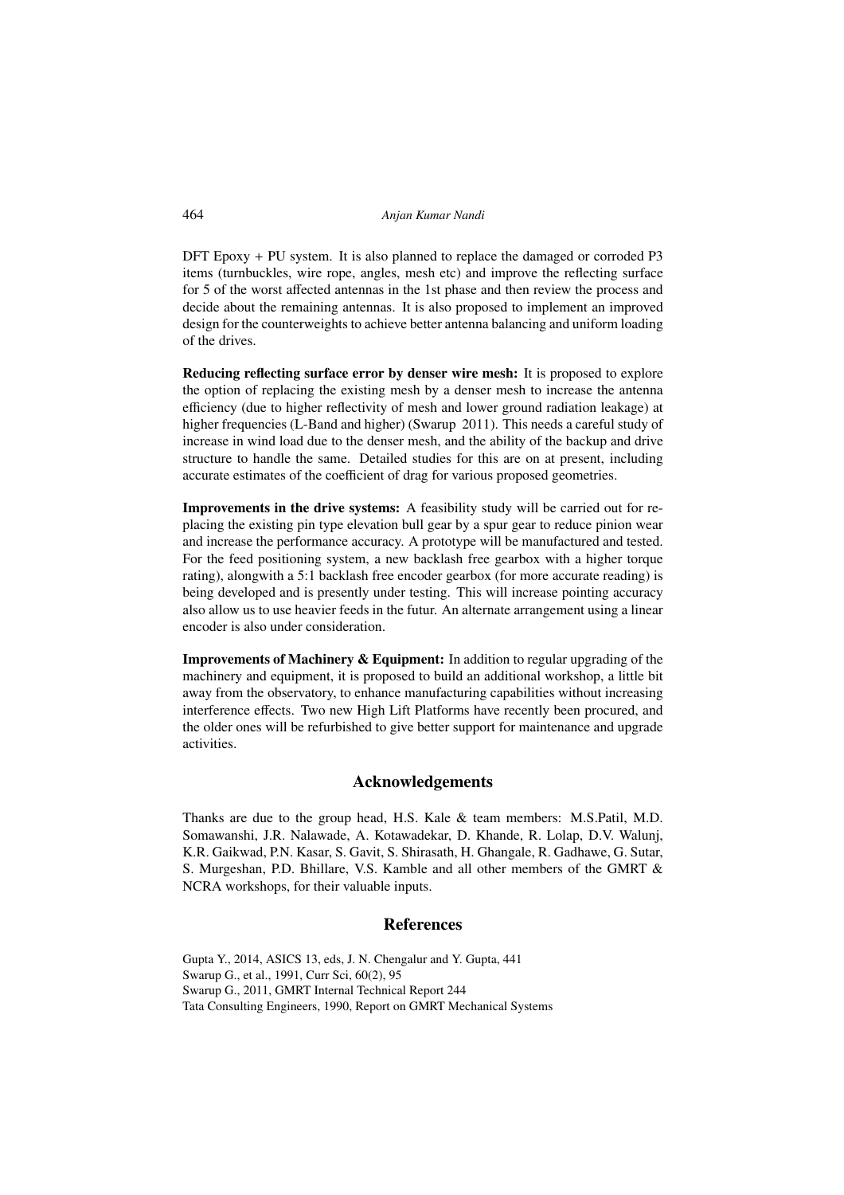DFT Epoxy + PU system. It is also planned to replace the damaged or corroded P3 items (turnbuckles, wire rope, angles, mesh etc) and improve the reflecting surface for 5 of the worst affected antennas in the 1st phase and then review the process and decide about the remaining antennas. It is also proposed to implement an improved design for the counterweights to achieve better antenna balancing and uniform loading of the drives.

**Reducing reflecting surface error by denser wire mesh:** It is proposed to explore the option of replacing the existing mesh by a denser mesh to increase the antenna efficiency (due to higher reflectivity of mesh and lower ground radiation leakage) at higher frequencies (L-Band and higher) (Swarup 2011). This needs a careful study of increase in wind load due to the denser mesh, and the ability of the backup and drive structure to handle the same. Detailed studies for this are on at present, including accurate estimates of the coefficient of drag for various proposed geometries.

**Improvements in the drive systems:** A feasibility study will be carried out for replacing the existing pin type elevation bull gear by a spur gear to reduce pinion wear and increase the performance accuracy. A prototype will be manufactured and tested. For the feed positioning system, a new backlash free gearbox with a higher torque rating), alongwith a 5:1 backlash free encoder gearbox (for more accurate reading) is being developed and is presently under testing. This will increase pointing accuracy also allow us to use heavier feeds in the futur. An alternate arrangement using a linear encoder is also under consideration.

**Improvements of Machinery & Equipment:** In addition to regular upgrading of the machinery and equipment, it is proposed to build an additional workshop, a little bit away from the observatory, to enhance manufacturing capabilities without increasing interference effects. Two new High Lift Platforms have recently been procured, and the older ones will be refurbished to give better support for maintenance and upgrade activities.

## Acknowledgements

Thanks are due to the group head, H.S. Kale & team members: M.S.Patil, M.D. Somawanshi, J.R. Nalawade, A. Kotawadekar, D. Khande, R. Lolap, D.V. Walunj, K.R. Gaikwad, P.N. Kasar, S. Gavit, S. Shirasath, H. Ghangale, R. Gadhawe, G. Sutar, S. Murgeshan, P.D. Bhillare, V.S. Kamble and all other members of the GMRT & NCRA workshops, for their valuable inputs.

## References

Gupta Y., 2014, ASICS 13, eds, J. N. Chengalur and Y. Gupta, 441

Swarup G., et al., 1991, Curr Sci, 60(2), 95

Swarup G., 2011, GMRT Internal Technical Report 244

Tata Consulting Engineers, 1990, Report on GMRT Mechanical Systems